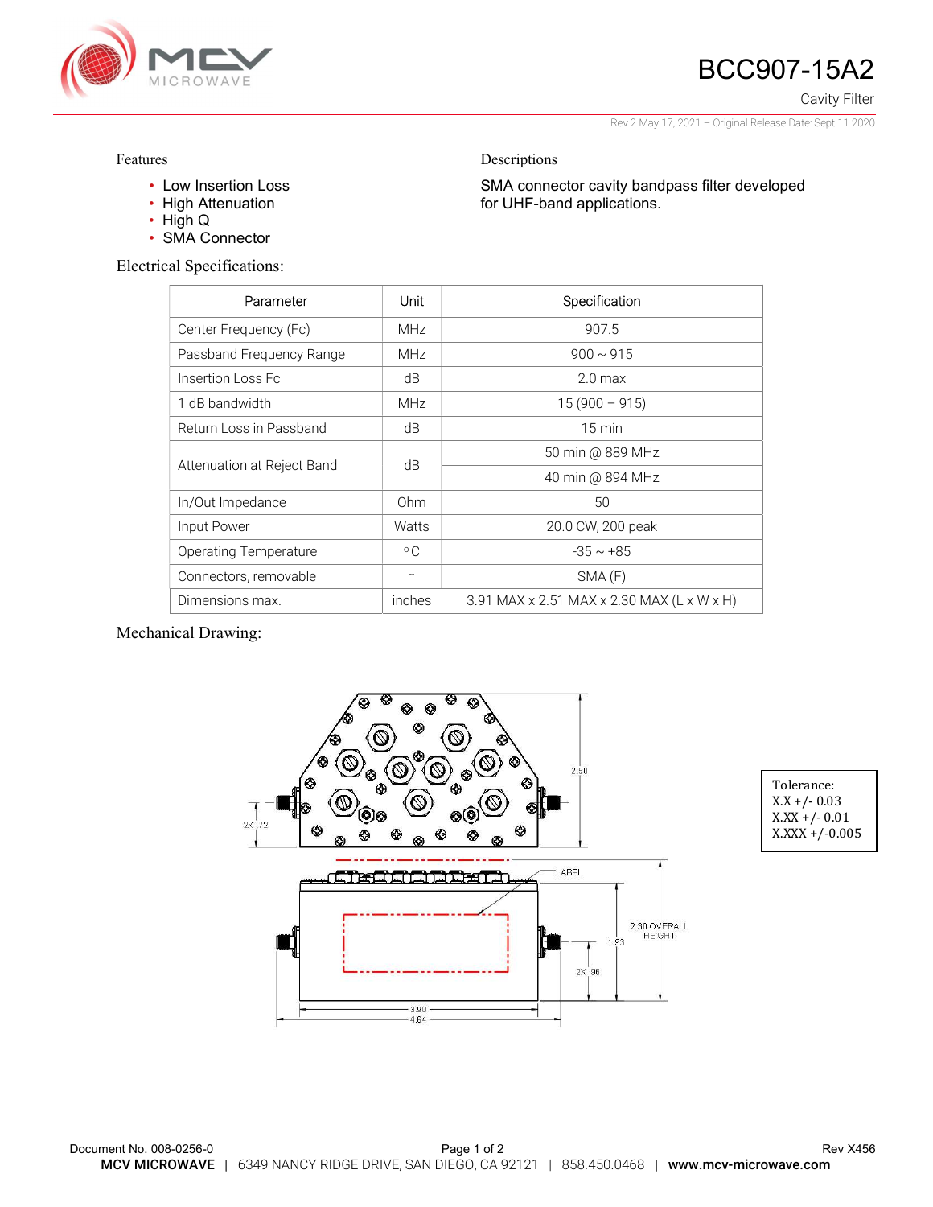# BCC907-15A2

Cavity Filter

Rev 2 May 17, 2021 – Original Release Date: Sept 11 2020

Features

- Low Insertion Loss
- High Attenuation
- High Q
- SMA Connector

Descriptions

SMA connector cavity bandpass filter developed for UHF-band applications.

## Electrical Specifications:

| Parameter | Unit | Specification |
|---|---|---|
| Center Frequency (Fc) | MHz | 907.5 |
| Passband Frequency Range | MHz | 900 ~ 915 |
| Insertion Loss Fc | dB | 2.0 max |
| 1 dB bandwidth | MHz | 15 (900 – 915) |
| Return Loss in Passband | dB | 15 min |
| Attenuation at Reject Band | dB | 50 min @ 889 MHz |
| | | 40 min @ 894 MHz |
| In/Out Impedance | Ohm | 50 |
| Input Power | Watts | 20.0 CW, 200 peak |
| Operating Temperature | °C | -35 ~ +85 |
| Connectors, removable | – | SMA (F) |
| Dimensions max. | inches | 3.91 MAX x 2.51 MAX x 2.30 MAX (L x W x H) |

## Mechanical Drawing:

2.50

2X .72

LABEL

2.30 OVERALL HEIGHT

1.93

2X .96

3.90

4.64

Tolerance:
X.X +/- 0.03
X.XX +/- 0.01
X.XXX +/-0.005

Document No. 008-0256-0

Rev X456

**MCV MICROWAVE** | 6349 NANCY RIDGE DRIVE, SAN DIEGO, CA 92121 | 858.450.0468 | **www.mcv-microwave.com**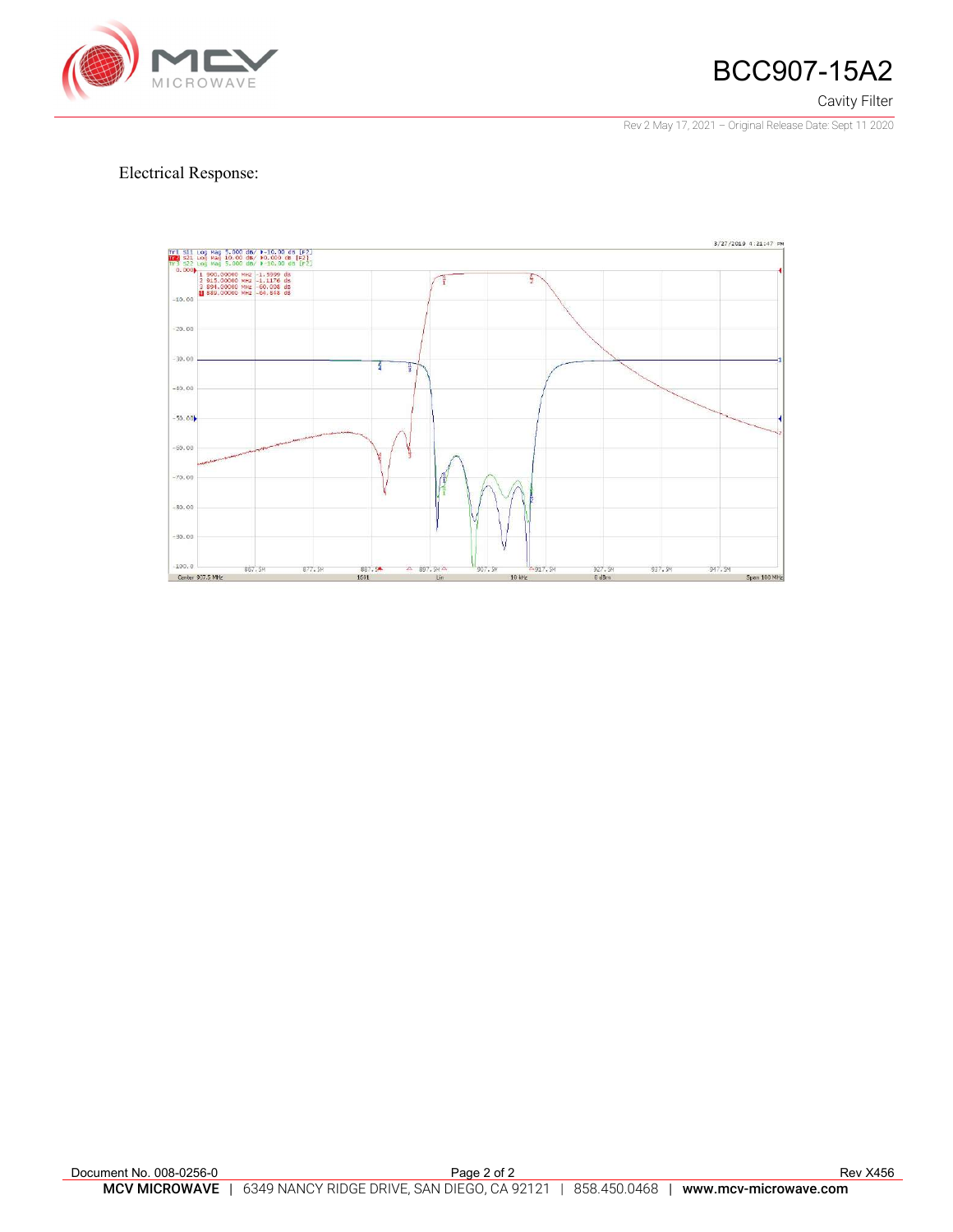Electrical Response:

Tr1 S11 Log Mag 5.000 dB/ ▶-10.00 dB [F2]
Tr2 S21 Log Mag 10.00 dB/ ▶0.000 dB [F2]
Tr3 S22 Log Mag 5.000 dB/ ▶-10.00 dB [F2]

1 900.00000 MHz -1.5999 dB
2 915.00000 MHz -1.1176 dB
3 894.00000 MHz -60.006 dB
4 889.00000 MHz -64.948 dB

3/27/2019 4:21:47 PM

0.000
-10.00
-20.00
-30.00
-40.00
-50.00
-60.00
-70.00
-80.00
-90.00
-100.0

867.5M 877.5M 887.5M 897.5M 907.5M 917.5M 927.5M 937.5M 947.5M

Center 907.5 MHz 1601 Lin 10 kHz 0 dBm Span 100 MHz